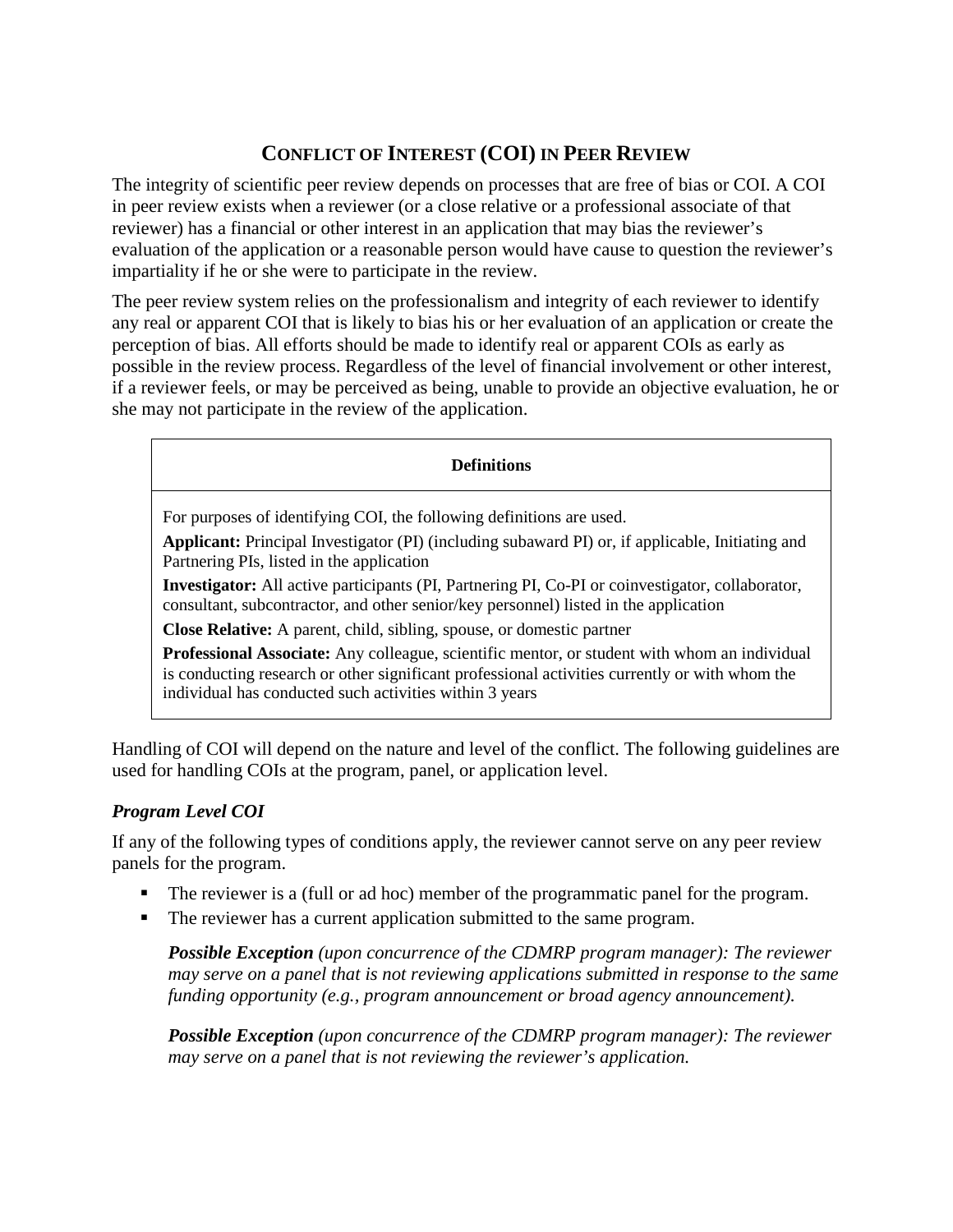# CONFLICT OF INTEREST (COI) IN PEER REVIEW

The integrity of scientific peer review depends on processes that are free of bias or COI. A COI in peer review exists when a reviewer (or a close relative or a professional associate of that reviewer) has a financial or other interest in an application that may bias the reviewer's evaluation of the application or a reasonable person would have cause to question the reviewer's impartiality if he or she were to participate in the review.

The peer review system relies on the professionalism and integrity of each reviewer to identify any real or apparent COI that is likely to bias his or her evaluation of an application or create the perception of bias. All efforts should be made to identify real or apparent COIs as early as possible in the review process. Regardless of the level of financial involvement or other interest, if a reviewer feels, or may be perceived as being, unable to provide an objective evaluation, he or she may not participate in the review of the application.

| **Definitions** |
| --- |
| For purposes of identifying COI, the following definitions are used.<br>**Applicant:** Principal Investigator (PI) (including subaward PI) or, if applicable, Initiating and Partnering PIs, listed in the application<br>**Investigator:** All active participants (PI, Partnering PI, Co-PI or coinvestigator, collaborator, consultant, subcontractor, and other senior/key personnel) listed in the application<br>**Close Relative:** A parent, child, sibling, spouse, or domestic partner<br>**Professional Associate:** Any colleague, scientific mentor, or student with whom an individual is conducting research or other significant professional activities currently or with whom the individual has conducted such activities within 3 years |

Handling of COI will depend on the nature and level of the conflict. The following guidelines are used for handling COIs at the program, panel, or application level.

### *Program Level COI*

If any of the following types of conditions apply, the reviewer cannot serve on any peer review panels for the program.

- The reviewer is a (full or ad hoc) member of the programmatic panel for the program.
- The reviewer has a current application submitted to the same program.

  ***Possible Exception*** *(upon concurrence of the CDMRP program manager): The reviewer may serve on a panel that is not reviewing applications submitted in response to the same funding opportunity (e.g., program announcement or broad agency announcement).*

  ***Possible Exception*** *(upon concurrence of the CDMRP program manager): The reviewer may serve on a panel that is not reviewing the reviewer's application.*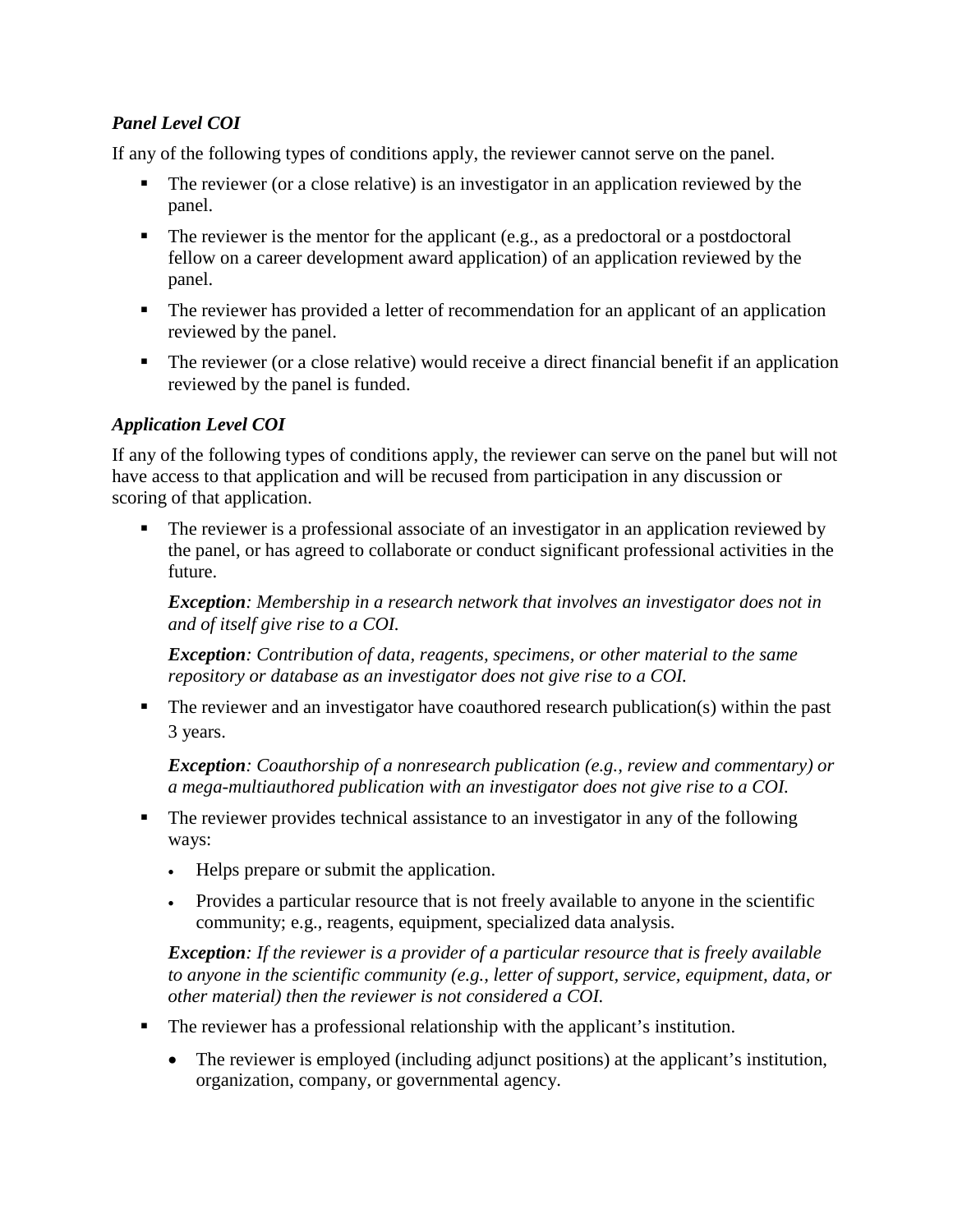### *Panel Level COI*

If any of the following types of conditions apply, the reviewer cannot serve on the panel.

- The reviewer (or a close relative) is an investigator in an application reviewed by the panel.
- The reviewer is the mentor for the applicant (e.g., as a predoctoral or a postdoctoral fellow on a career development award application) of an application reviewed by the panel.
- The reviewer has provided a letter of recommendation for an applicant of an application reviewed by the panel.
- The reviewer (or a close relative) would receive a direct financial benefit if an application reviewed by the panel is funded.

### *Application Level COI*

If any of the following types of conditions apply, the reviewer can serve on the panel but will not have access to that application and will be recused from participation in any discussion or scoring of that application.

- The reviewer is a professional associate of an investigator in an application reviewed by the panel, or has agreed to collaborate or conduct significant professional activities in the future.

  ***Exception**: Membership in a research network that involves an investigator does not in and of itself give rise to a COI.*

  ***Exception**: Contribution of data, reagents, specimens, or other material to the same repository or database as an investigator does not give rise to a COI.*

- The reviewer and an investigator have coauthored research publication(s) within the past 3 years.

  ***Exception**: Coauthorship of a nonresearch publication (e.g., review and commentary) or a mega-multiauthored publication with an investigator does not give rise to a COI.*

- The reviewer provides technical assistance to an investigator in any of the following ways:
  - Helps prepare or submit the application.
  - Provides a particular resource that is not freely available to anyone in the scientific community; e.g., reagents, equipment, specialized data analysis.

  ***Exception**: If the reviewer is a provider of a particular resource that is freely available to anyone in the scientific community (e.g., letter of support, service, equipment, data, or other material) then the reviewer is not considered a COI.*

- The reviewer has a professional relationship with the applicant's institution.
  - The reviewer is employed (including adjunct positions) at the applicant's institution, organization, company, or governmental agency.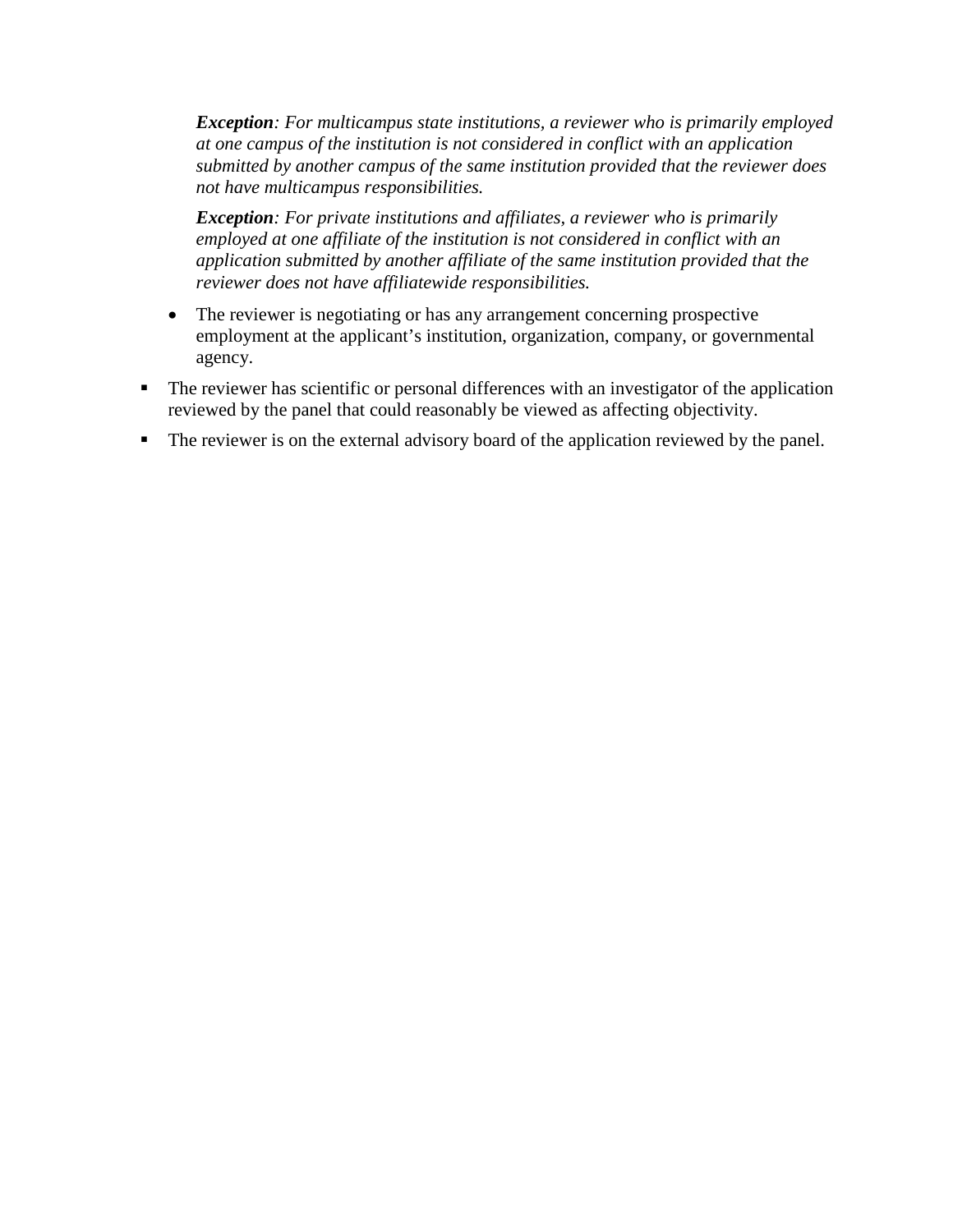*Exception*: *For multicampus state institutions, a reviewer who is primarily employed at one campus of the institution is not considered in conflict with an application submitted by another campus of the same institution provided that the reviewer does not have multicampus responsibilities.*

*Exception*: *For private institutions and affiliates, a reviewer who is primarily employed at one affiliate of the institution is not considered in conflict with an application submitted by another affiliate of the same institution provided that the reviewer does not have affiliatewide responsibilities.*

  - The reviewer is negotiating or has any arrangement concerning prospective employment at the applicant's institution, organization, company, or governmental agency.

- The reviewer has scientific or personal differences with an investigator of the application reviewed by the panel that could reasonably be viewed as affecting objectivity.
- The reviewer is on the external advisory board of the application reviewed by the panel.